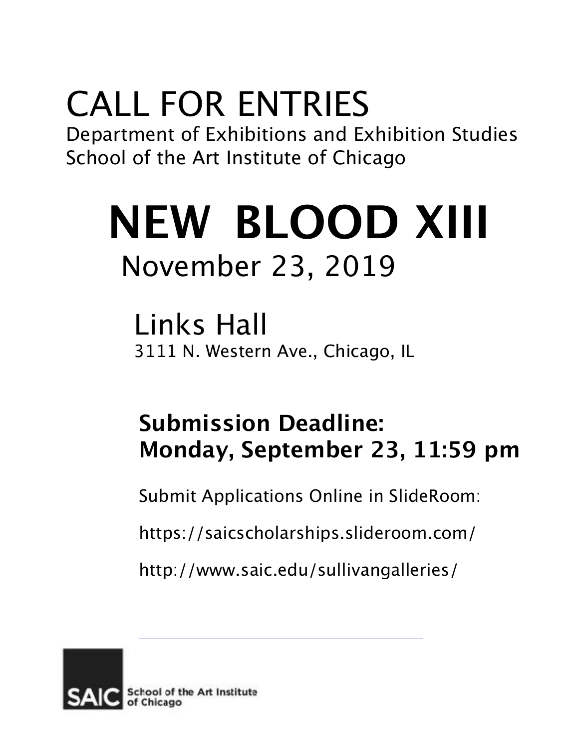# CALL FOR ENTRIES

Department of Exhibitions and Exhibition Studies
School of the Art Institute of Chicago

# NEW BLOOD XIII

## November 23, 2019

## Links Hall

3111 N. Western Ave., Chicago, IL

**Submission Deadline:**
**Monday, September 23, 11:59 pm**

Submit Applications Online in SlideRoom:

https://saicscholarships.slideroom.com/

http://www.saic.edu/sullivangalleries/

---

SAIC School of the Art Institute of Chicago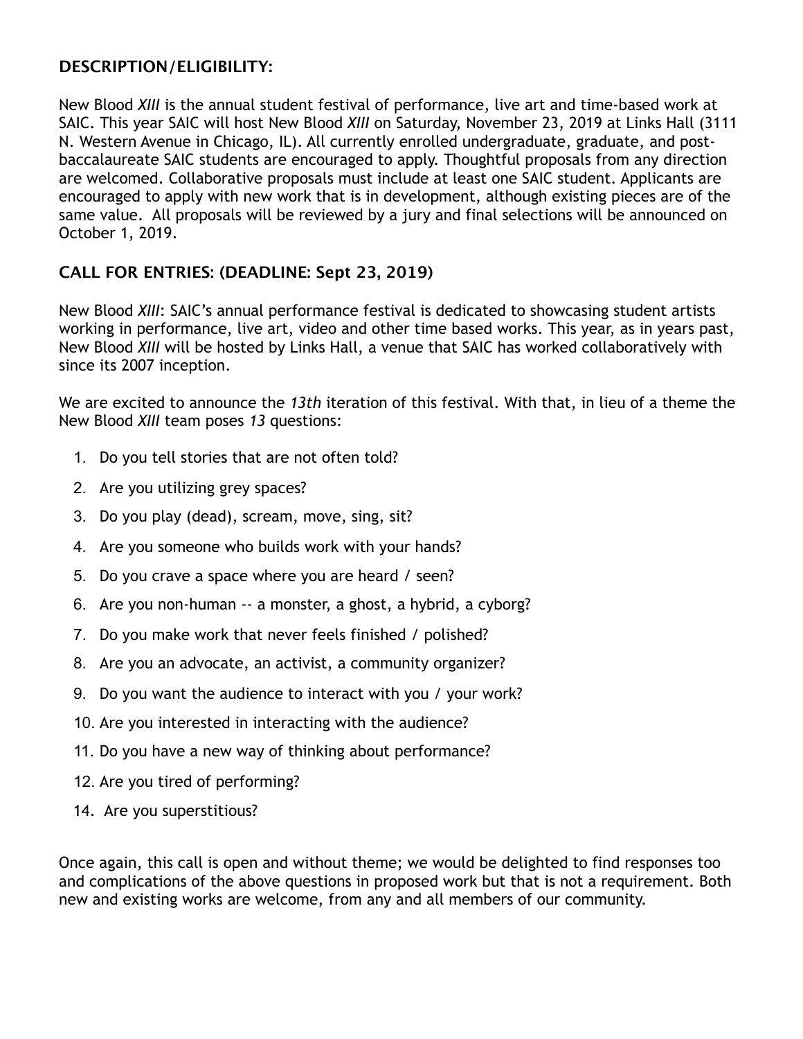## DESCRIPTION/ELIGIBILITY:

New Blood *XIII* is the annual student festival of performance, live art and time-based work at SAIC. This year SAIC will host New Blood *XIII* on Saturday, November 23, 2019 at Links Hall (3111 N. Western Avenue in Chicago, IL). All currently enrolled undergraduate, graduate, and post-baccalaureate SAIC students are encouraged to apply. Thoughtful proposals from any direction are welcomed. Collaborative proposals must include at least one SAIC student. Applicants are encouraged to apply with new work that is in development, although existing pieces are of the same value. All proposals will be reviewed by a jury and final selections will be announced on October 1, 2019.

## CALL FOR ENTRIES: (DEADLINE: Sept 23, 2019)

New Blood *XIII*: SAIC's annual performance festival is dedicated to showcasing student artists working in performance, live art, video and other time based works. This year, as in years past, New Blood *XIII* will be hosted by Links Hall, a venue that SAIC has worked collaboratively with since its 2007 inception.

We are excited to announce the *13th* iteration of this festival. With that, in lieu of a theme the New Blood *XIII* team poses *13* questions:

1. Do you tell stories that are not often told?
2. Are you utilizing grey spaces?
3. Do you play (dead), scream, move, sing, sit?
4. Are you someone who builds work with your hands?
5. Do you crave a space where you are heard / seen?
6. Are you non-human -- a monster, a ghost, a hybrid, a cyborg?
7. Do you make work that never feels finished / polished?
8. Are you an advocate, an activist, a community organizer?
9. Do you want the audience to interact with you / your work?
10. Are you interested in interacting with the audience?
11. Do you have a new way of thinking about performance?
12. Are you tired of performing?

14. Are you superstitious?

Once again, this call is open and without theme; we would be delighted to find responses too and complications of the above questions in proposed work but that is not a requirement. Both new and existing works are welcome, from any and all members of our community.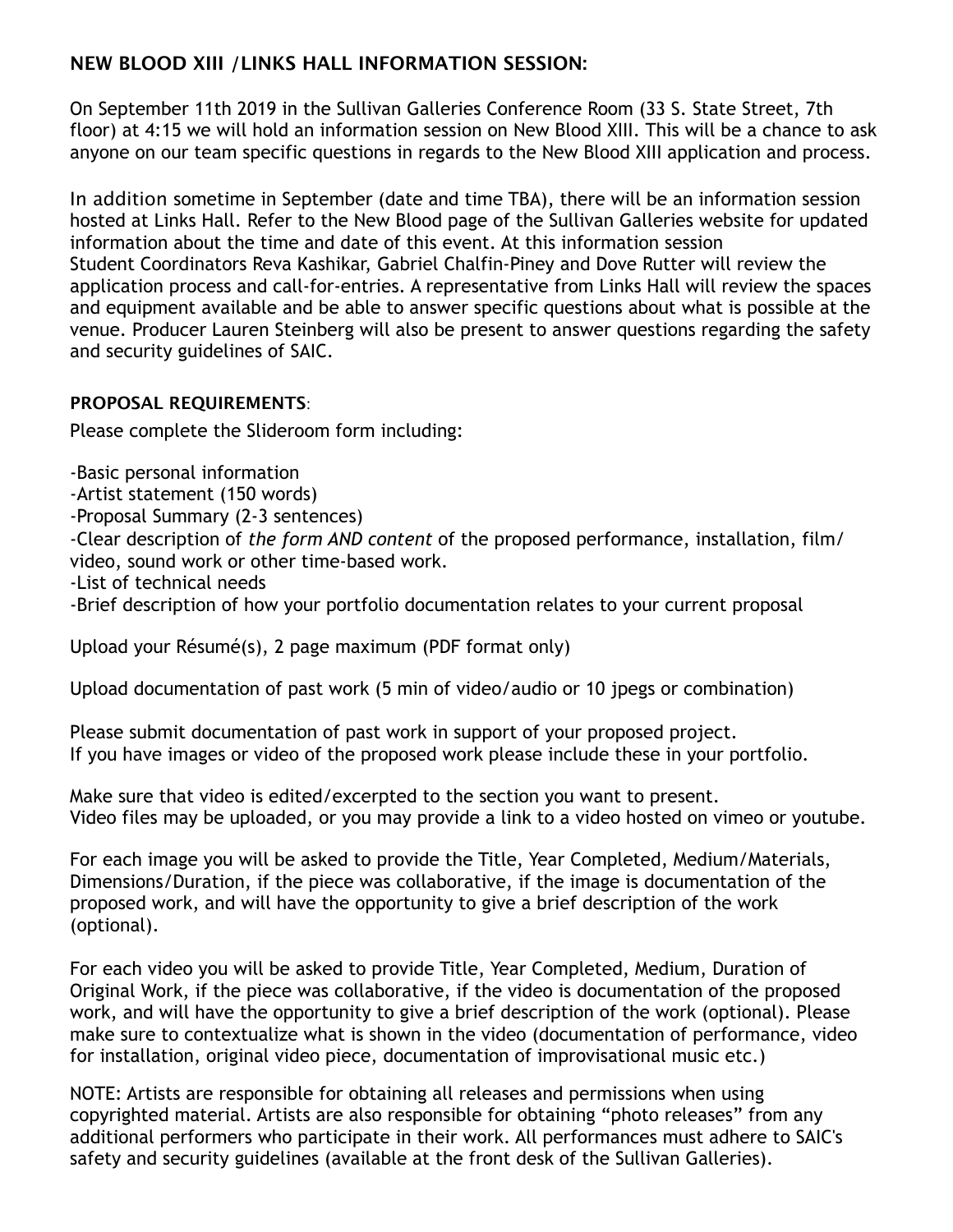**NEW BLOOD XIII /LINKS HALL INFORMATION SESSION:**

On September 11th 2019 in the Sullivan Galleries Conference Room (33 S. State Street, 7th floor) at 4:15 we will hold an information session on New Blood XIII. This will be a chance to ask anyone on our team specific questions in regards to the New Blood XIII application and process.

In addition sometime in September (date and time TBA), there will be an information session hosted at Links Hall. Refer to the New Blood page of the Sullivan Galleries website for updated information about the time and date of this event. At this information session Student Coordinators Reva Kashikar, Gabriel Chalfin-Piney and Dove Rutter will review the application process and call-for-entries. A representative from Links Hall will review the spaces and equipment available and be able to answer specific questions about what is possible at the venue. Producer Lauren Steinberg will also be present to answer questions regarding the safety and security guidelines of SAIC.

**PROPOSAL REQUIREMENTS**:

Please complete the Slideroom form including:

-Basic personal information
-Artist statement (150 words)
-Proposal Summary (2-3 sentences)
-Clear description of *the form AND content* of the proposed performance, installation, film/video, sound work or other time-based work.
-List of technical needs
-Brief description of how your portfolio documentation relates to your current proposal

Upload your Résumé(s), 2 page maximum (PDF format only)

Upload documentation of past work (5 min of video/audio or 10 jpegs or combination)

Please submit documentation of past work in support of your proposed project.
If you have images or video of the proposed work please include these in your portfolio.

Make sure that video is edited/excerpted to the section you want to present.
Video files may be uploaded, or you may provide a link to a video hosted on vimeo or youtube.

For each image you will be asked to provide the Title, Year Completed, Medium/Materials, Dimensions/Duration, if the piece was collaborative, if the image is documentation of the proposed work, and will have the opportunity to give a brief description of the work (optional).

For each video you will be asked to provide Title, Year Completed, Medium, Duration of Original Work, if the piece was collaborative, if the video is documentation of the proposed work, and will have the opportunity to give a brief description of the work (optional). Please make sure to contextualize what is shown in the video (documentation of performance, video for installation, original video piece, documentation of improvisational music etc.)

NOTE: Artists are responsible for obtaining all releases and permissions when using copyrighted material. Artists are also responsible for obtaining "photo releases" from any additional performers who participate in their work. All performances must adhere to SAIC's safety and security guidelines (available at the front desk of the Sullivan Galleries).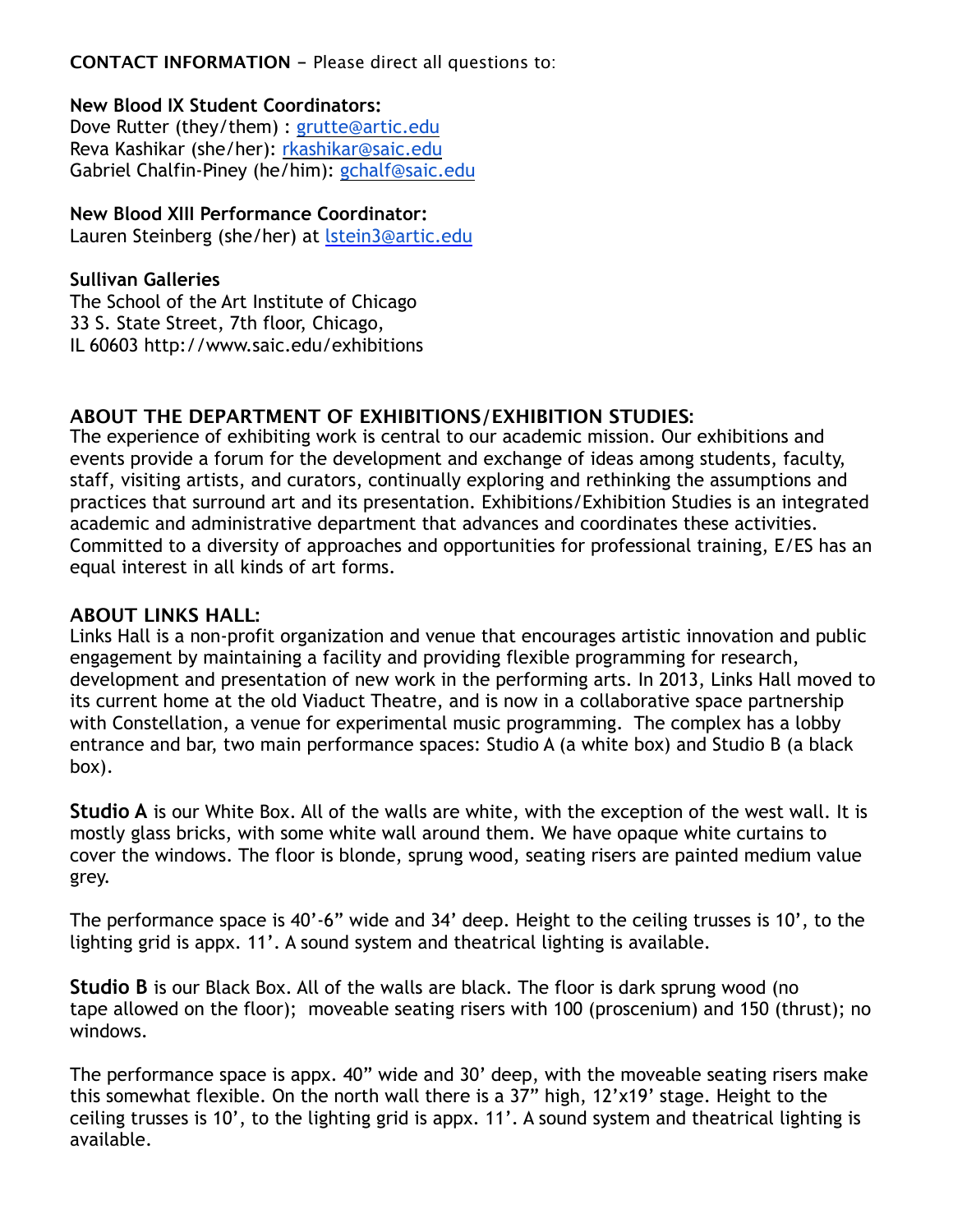**CONTACT INFORMATION** – Please direct all questions to:

**New Blood IX Student Coordinators:**
Dove Rutter (they/them) : grutte@artic.edu
Reva Kashikar (she/her): rkashikar@saic.edu
Gabriel Chalfin-Piney (he/him): gchalf@saic.edu

**New Blood XIII Performance Coordinator:**
Lauren Steinberg (she/her) at lstein3@artic.edu

**Sullivan Galleries**
The School of the Art Institute of Chicago
33 S. State Street, 7th floor, Chicago,
IL 60603 http://www.saic.edu/exhibitions

## ABOUT THE DEPARTMENT OF EXHIBITIONS/EXHIBITION STUDIES:

The experience of exhibiting work is central to our academic mission. Our exhibitions and events provide a forum for the development and exchange of ideas among students, faculty, staff, visiting artists, and curators, continually exploring and rethinking the assumptions and practices that surround art and its presentation. Exhibitions/Exhibition Studies is an integrated academic and administrative department that advances and coordinates these activities. Committed to a diversity of approaches and opportunities for professional training, E/ES has an equal interest in all kinds of art forms.

## ABOUT LINKS HALL:

Links Hall is a non-profit organization and venue that encourages artistic innovation and public engagement by maintaining a facility and providing flexible programming for research, development and presentation of new work in the performing arts. In 2013, Links Hall moved to its current home at the old Viaduct Theatre, and is now in a collaborative space partnership with Constellation, a venue for experimental music programming. The complex has a lobby entrance and bar, two main performance spaces: Studio A (a white box) and Studio B (a black box).

**Studio A** is our White Box. All of the walls are white, with the exception of the west wall. It is mostly glass bricks, with some white wall around them. We have opaque white curtains to cover the windows. The floor is blonde, sprung wood, seating risers are painted medium value grey.

The performance space is 40'-6" wide and 34' deep. Height to the ceiling trusses is 10', to the lighting grid is appx. 11'. A sound system and theatrical lighting is available.

**Studio B** is our Black Box. All of the walls are black. The floor is dark sprung wood (no tape allowed on the floor); moveable seating risers with 100 (proscenium) and 150 (thrust); no windows.

The performance space is appx. 40" wide and 30' deep, with the moveable seating risers make this somewhat flexible. On the north wall there is a 37" high, 12'x19' stage. Height to the ceiling trusses is 10', to the lighting grid is appx. 11'. A sound system and theatrical lighting is available.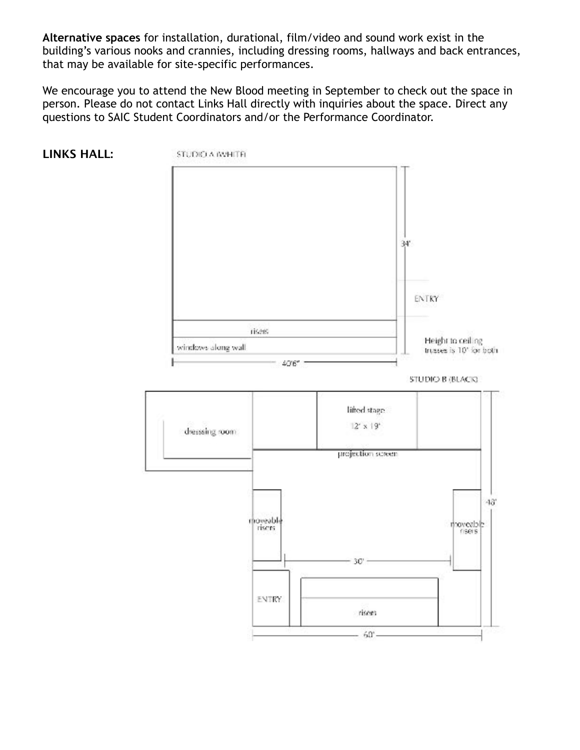**Alternative spaces** for installation, durational, film/video and sound work exist in the building's various nooks and crannies, including dressing rooms, hallways and back entrances, that may be available for site-specific performances.

We encourage you to attend the New Blood meeting in September to check out the space in person. Please do not contact Links Hall directly with inquiries about the space. Direct any questions to SAIC Student Coordinators and/or the Performance Coordinator.

**LINKS HALL:**

STUDIO A (WHITE)

34'

ENTRY

risers

windows along wall

Height to ceiling trusses is 10' for both

40'6"

STUDIO B (BLACK)

dressing room

lifted stage

12' x 19'

projection screen

48'

moveable risers

moveable risers

30'

ENTRY

risers

60'